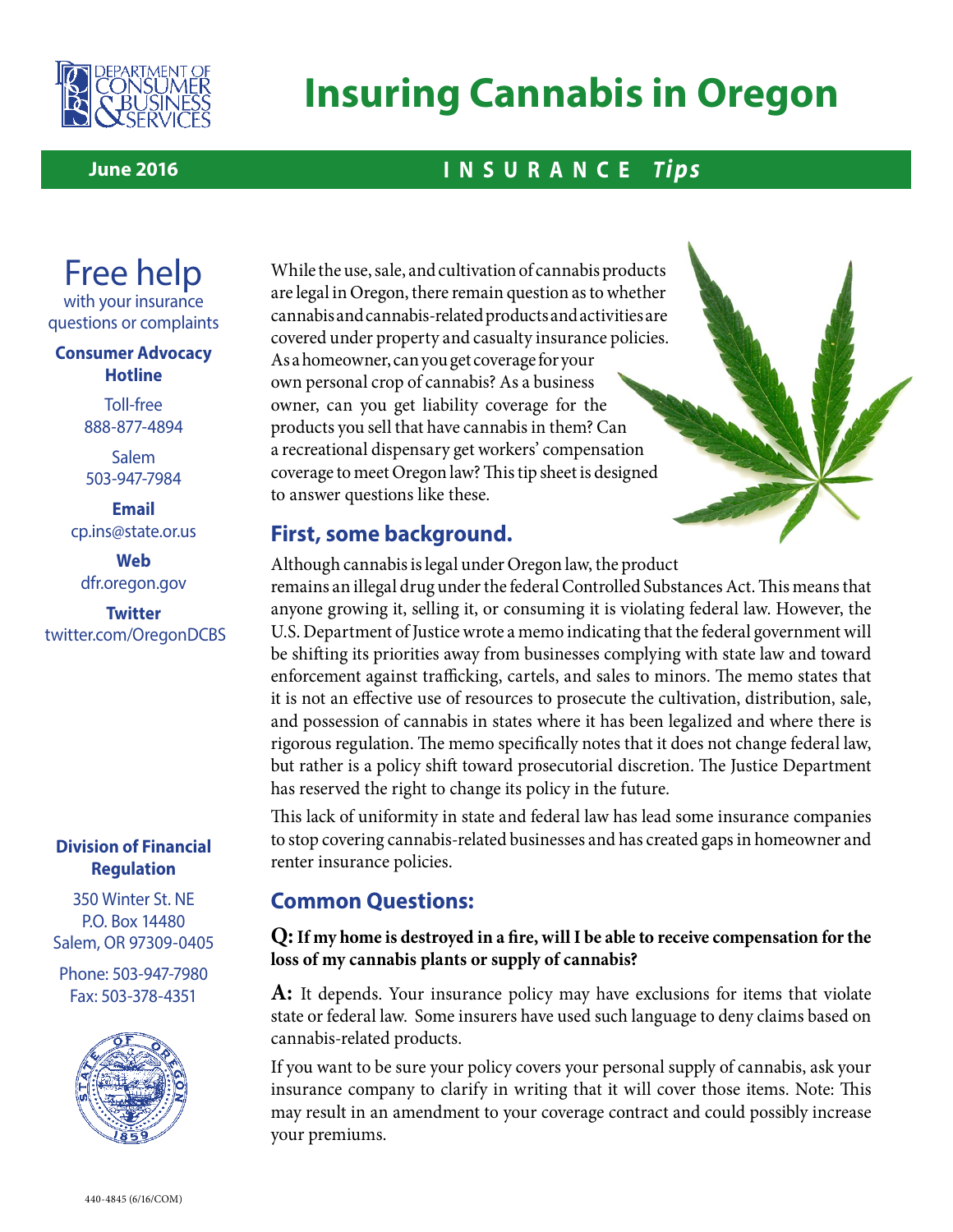# Insuring Cannabis in Oregon

**June 2016** — **INSURANCE *Tips***

While the use, sale, and cultivation of cannabis products are legal in Oregon, there remain question as to whether cannabis and cannabis-related products and activities are covered under property and casualty insurance policies. As a homeowner, can you get coverage for your own personal crop of cannabis? As a business owner, can you get liability coverage for the products you sell that have cannabis in them? Can a recreational dispensary get workers' compensation coverage to meet Oregon law? This tip sheet is designed to answer questions like these.

## First, some background.

Although cannabis is legal under Oregon law, the product remains an illegal drug under the federal Controlled Substances Act. This means that anyone growing it, selling it, or consuming it is violating federal law. However, the U.S. Department of Justice wrote a memo indicating that the federal government will be shifting its priorities away from businesses complying with state law and toward enforcement against trafficking, cartels, and sales to minors. The memo states that it is not an effective use of resources to prosecute the cultivation, distribution, sale, and possession of cannabis in states where it has been legalized and where there is rigorous regulation. The memo specifically notes that it does not change federal law, but rather is a policy shift toward prosecutorial discretion. The Justice Department has reserved the right to change its policy in the future.

This lack of uniformity in state and federal law has lead some insurance companies to stop covering cannabis-related businesses and has created gaps in homeowner and renter insurance policies.

## Common Questions:

**Q: If my home is destroyed in a fire, will I be able to receive compensation for the loss of my cannabis plants or supply of cannabis?**

**A:** It depends. Your insurance policy may have exclusions for items that violate state or federal law. Some insurers have used such language to deny claims based on cannabis-related products.

If you want to be sure your policy covers your personal supply of cannabis, ask your insurance company to clarify in writing that it will cover those items. Note: This may result in an amendment to your coverage contract and could possibly increase your premiums.

---

# Free help

with your insurance questions or complaints

**Consumer Advocacy Hotline**

Toll-free
888-877-4894

Salem
503-947-7984

**Email**
cp.ins@state.or.us

**Web**
dfr.oregon.gov

**Twitter**
twitter.com/OregonDCBS

**Division of Financial Regulation**

350 Winter St. NE
P.O. Box 14480
Salem, OR 97309-0405

Phone: 503-947-7980
Fax: 503-378-4351

440-4845 (6/16/COM)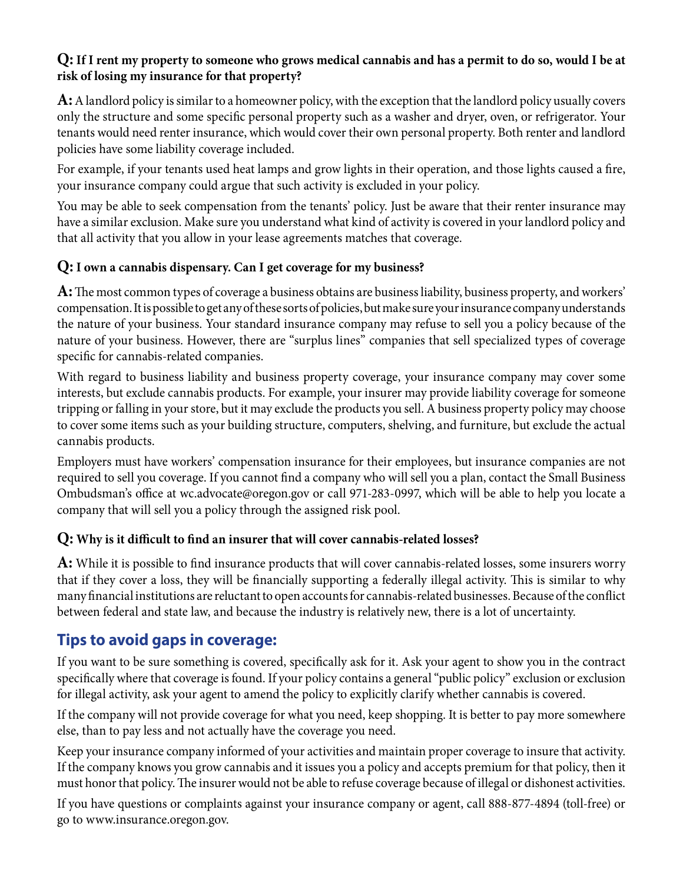**Q: If I rent my property to someone who grows medical cannabis and has a permit to do so, would I be at risk of losing my insurance for that property?**

**A:** A landlord policy is similar to a homeowner policy, with the exception that the landlord policy usually covers only the structure and some specific personal property such as a washer and dryer, oven, or refrigerator. Your tenants would need renter insurance, which would cover their own personal property. Both renter and landlord policies have some liability coverage included.

For example, if your tenants used heat lamps and grow lights in their operation, and those lights caused a fire, your insurance company could argue that such activity is excluded in your policy.

You may be able to seek compensation from the tenants' policy. Just be aware that their renter insurance may have a similar exclusion. Make sure you understand what kind of activity is covered in your landlord policy and that all activity that you allow in your lease agreements matches that coverage.

**Q: I own a cannabis dispensary. Can I get coverage for my business?**

**A:** The most common types of coverage a business obtains are business liability, business property, and workers' compensation. It is possible to get any of these sorts of policies, but make sure your insurance company understands the nature of your business. Your standard insurance company may refuse to sell you a policy because of the nature of your business. However, there are "surplus lines" companies that sell specialized types of coverage specific for cannabis-related companies.

With regard to business liability and business property coverage, your insurance company may cover some interests, but exclude cannabis products. For example, your insurer may provide liability coverage for someone tripping or falling in your store, but it may exclude the products you sell. A business property policy may choose to cover some items such as your building structure, computers, shelving, and furniture, but exclude the actual cannabis products.

Employers must have workers' compensation insurance for their employees, but insurance companies are not required to sell you coverage. If you cannot find a company who will sell you a plan, contact the Small Business Ombudsman's office at wc.advocate@oregon.gov or call 971-283-0997, which will be able to help you locate a company that will sell you a policy through the assigned risk pool.

**Q: Why is it difficult to find an insurer that will cover cannabis-related losses?**

**A:** While it is possible to find insurance products that will cover cannabis-related losses, some insurers worry that if they cover a loss, they will be financially supporting a federally illegal activity. This is similar to why many financial institutions are reluctant to open accounts for cannabis-related businesses. Because of the conflict between federal and state law, and because the industry is relatively new, there is a lot of uncertainty.

## Tips to avoid gaps in coverage:

If you want to be sure something is covered, specifically ask for it. Ask your agent to show you in the contract specifically where that coverage is found. If your policy contains a general "public policy" exclusion or exclusion for illegal activity, ask your agent to amend the policy to explicitly clarify whether cannabis is covered.

If the company will not provide coverage for what you need, keep shopping. It is better to pay more somewhere else, than to pay less and not actually have the coverage you need.

Keep your insurance company informed of your activities and maintain proper coverage to insure that activity. If the company knows you grow cannabis and it issues you a policy and accepts premium for that policy, then it must honor that policy. The insurer would not be able to refuse coverage because of illegal or dishonest activities.

If you have questions or complaints against your insurance company or agent, call 888-877-4894 (toll-free) or go to www.insurance.oregon.gov.